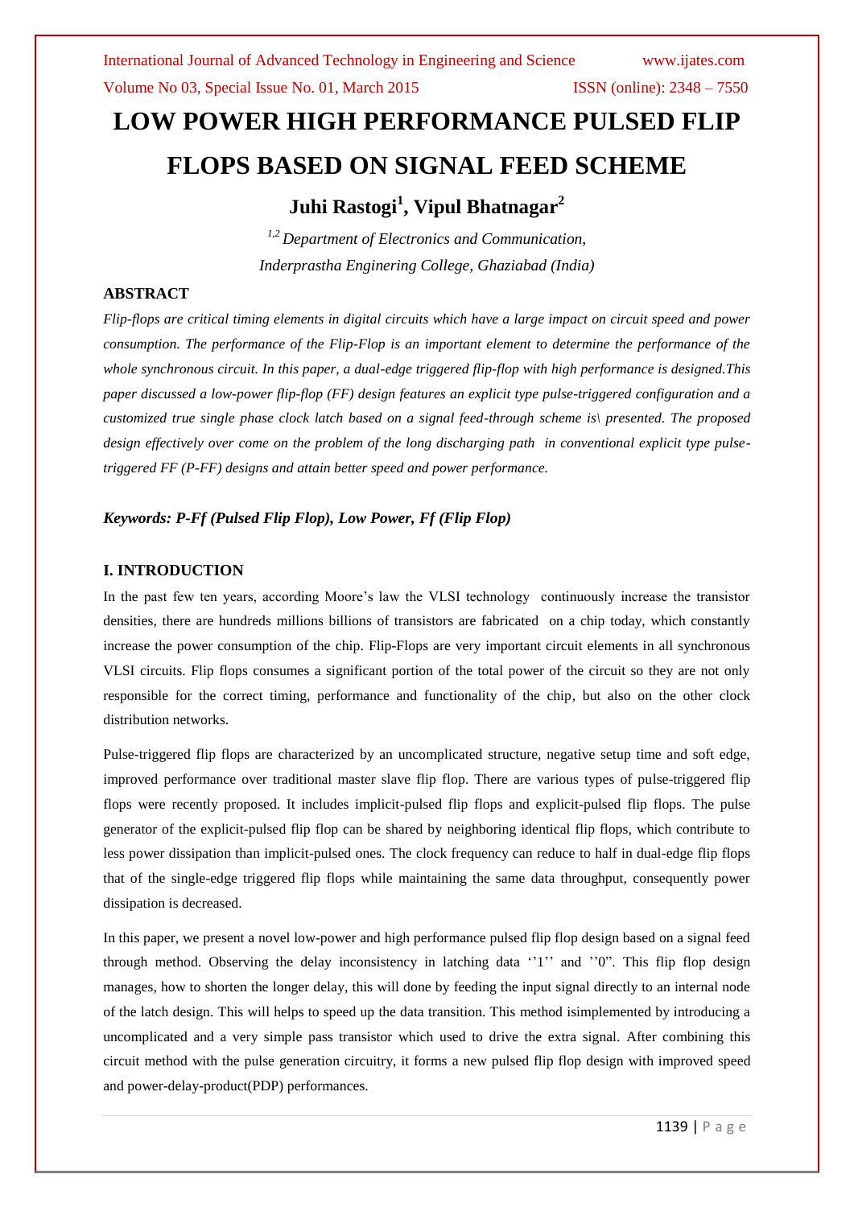# LOW POWER HIGH PERFORMANCE PULSED FLIP FLOPS BASED ON SIGNAL FEED SCHEME

## Juhi Rastogi[1], Vipul Bhatnagar[2]

*[1,2] Department of Electronics and Communication,*
*Inderprastha Enginering College, Ghaziabad (India)*

### ABSTRACT

*Flip-flops are critical timing elements in digital circuits which have a large impact on circuit speed and power consumption. The performance of the Flip-Flop is an important element to determine the performance of the whole synchronous circuit. In this paper, a dual-edge triggered flip-flop with high performance is designed.This paper discussed a low-power flip-flop (FF) design features an explicit type pulse-triggered configuration and a customized true single phase clock latch based on a signal feed-through scheme is\ presented. The proposed design effectively over come on the problem of the long discharging path in conventional explicit type pulse-triggered FF (P-FF) designs and attain better speed and power performance.*

***Keywords: P-Ff (Pulsed Flip Flop), Low Power, Ff (Flip Flop)***

### I. INTRODUCTION

In the past few ten years, according Moore's law the VLSI technology continuously increase the transistor densities, there are hundreds millions billions of transistors are fabricated on a chip today, which constantly increase the power consumption of the chip. Flip-Flops are very important circuit elements in all synchronous VLSI circuits. Flip flops consumes a significant portion of the total power of the circuit so they are not only responsible for the correct timing, performance and functionality of the chip, but also on the other clock distribution networks.

Pulse-triggered flip flops are characterized by an uncomplicated structure, negative setup time and soft edge, improved performance over traditional master slave flip flop. There are various types of pulse-triggered flip flops were recently proposed. It includes implicit-pulsed flip flops and explicit-pulsed flip flops. The pulse generator of the explicit-pulsed flip flop can be shared by neighboring identical flip flops, which contribute to less power dissipation than implicit-pulsed ones. The clock frequency can reduce to half in dual-edge flip flops that of the single-edge triggered flip flops while maintaining the same data throughput, consequently power dissipation is decreased.

In this paper, we present a novel low-power and high performance pulsed flip flop design based on a signal feed through method. Observing the delay inconsistency in latching data ''1'' and ''0''. This flip flop design manages, how to shorten the longer delay, this will done by feeding the input signal directly to an internal node of the latch design. This will helps to speed up the data transition. This method isimplemented by introducing a uncomplicated and a very simple pass transistor which used to drive the extra signal. After combining this circuit method with the pulse generation circuitry, it forms a new pulsed flip flop design with improved speed and power-delay-product(PDP) performances.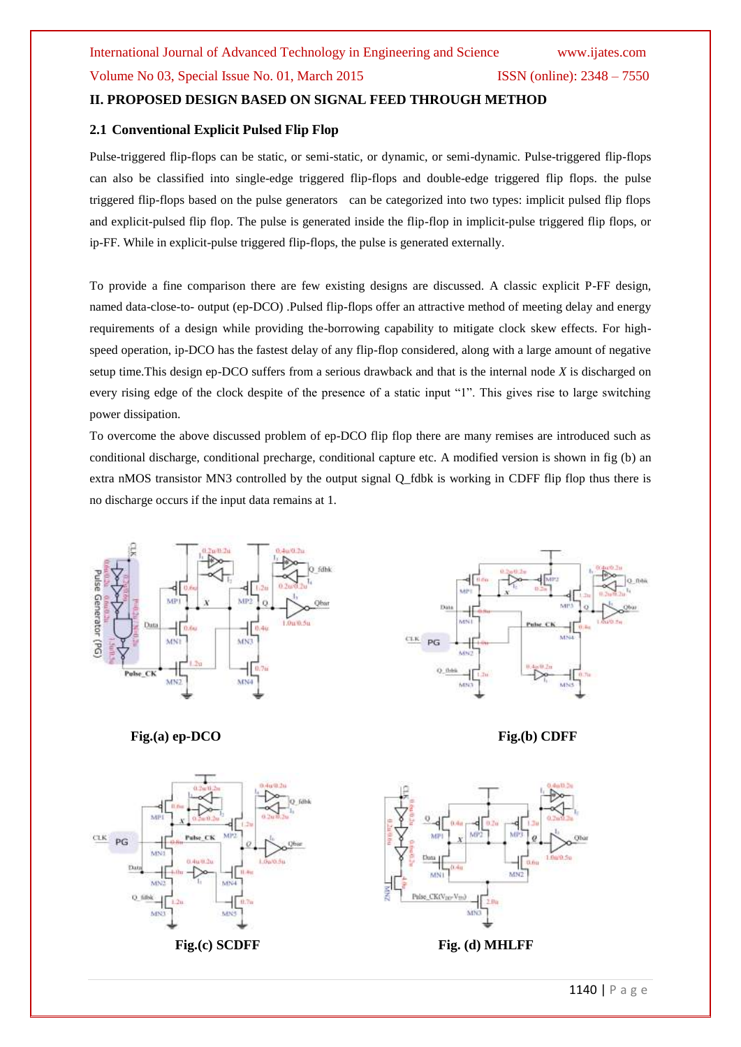## II. PROPOSED DESIGN BASED ON SIGNAL FEED THROUGH METHOD

### 2.1 Conventional Explicit Pulsed Flip Flop

Pulse-triggered flip-flops can be static, or semi-static, or dynamic, or semi-dynamic. Pulse-triggered flip-flops can also be classified into single-edge triggered flip-flops and double-edge triggered flip flops. the pulse triggered flip-flops based on the pulse generators  can be categorized into two types: implicit pulsed flip flops and explicit-pulsed flip flop. The pulse is generated inside the flip-flop in implicit-pulse triggered flip flops, or ip-FF. While in explicit-pulse triggered flip-flops, the pulse is generated externally.

To provide a fine comparison there are few existing designs are discussed. A classic explicit P-FF design, named data-close-to- output (ep-DCO) .Pulsed flip-flops offer an attractive method of meeting delay and energy requirements of a design while providing the-borrowing capability to mitigate clock skew effects. For high-speed operation, ip-DCO has the fastest delay of any flip-flop considered, along with a large amount of negative setup time.This design ep-DCO suffers from a serious drawback and that is the internal node *X* is discharged on every rising edge of the clock despite of the presence of a static input "1". This gives rise to large switching power dissipation.

To overcome the above discussed problem of ep-DCO flip flop there are many remises are introduced such as conditional discharge, conditional precharge, conditional capture etc. A modified version is shown in fig (b) an extra nMOS transistor MN3 controlled by the output signal Q_fdbk is working in CDFF flip flop thus there is no discharge occurs if the input data remains at 1.

**Fig.(a) ep-DCO**

**Fig.(b) CDFF**

**Fig.(c) SCDFF**

**Fig. (d) MHLFF**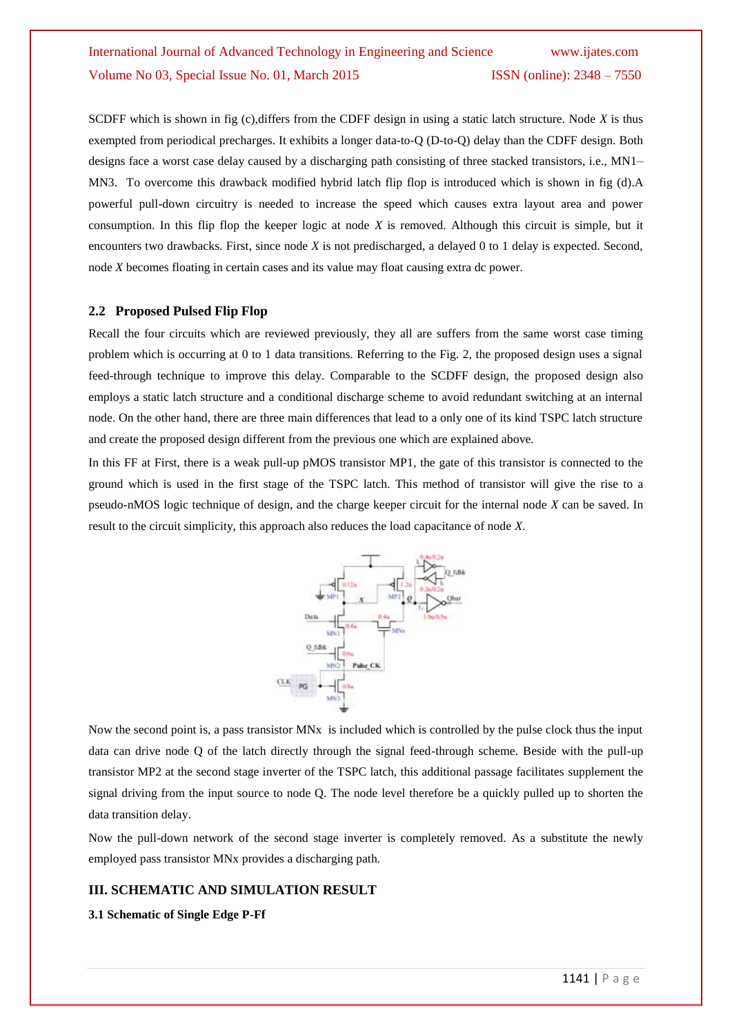SCDFF which is shown in fig (c),differs from the CDFF design in using a static latch structure. Node *X* is thus exempted from periodical precharges. It exhibits a longer data-to-Q (D-to-Q) delay than the CDFF design. Both designs face a worst case delay caused by a discharging path consisting of three stacked transistors, i.e., MN1–MN3. To overcome this drawback modified hybrid latch flip flop is introduced which is shown in fig (d).A powerful pull-down circuitry is needed to increase the speed which causes extra layout area and power consumption. In this flip flop the keeper logic at node *X* is removed. Although this circuit is simple, but it encounters two drawbacks. First, since node *X* is not predischarged, a delayed 0 to 1 delay is expected. Second, node *X* becomes floating in certain cases and its value may float causing extra dc power.

### 2.2 Proposed Pulsed Flip Flop

Recall the four circuits which are reviewed previously, they all are suffers from the same worst case timing problem which is occurring at 0 to 1 data transitions. Referring to the Fig. 2, the proposed design uses a signal feed-through technique to improve this delay. Comparable to the SCDFF design, the proposed design also employs a static latch structure and a conditional discharge scheme to avoid redundant switching at an internal node. On the other hand, there are three main differences that lead to a only one of its kind TSPC latch structure and create the proposed design different from the previous one which are explained above.

In this FF at First, there is a weak pull-up pMOS transistor MP1, the gate of this transistor is connected to the ground which is used in the first stage of the TSPC latch. This method of transistor will give the rise to a pseudo-nMOS logic technique of design, and the charge keeper circuit for the internal node *X* can be saved. In result to the circuit simplicity, this approach also reduces the load capacitance of node *X*.

Now the second point is, a pass transistor MNx is included which is controlled by the pulse clock thus the input data can drive node Q of the latch directly through the signal feed-through scheme. Beside with the pull-up transistor MP2 at the second stage inverter of the TSPC latch, this additional passage facilitates supplement the signal driving from the input source to node Q. The node level therefore be a quickly pulled up to shorten the data transition delay.

Now the pull-down network of the second stage inverter is completely removed. As a substitute the newly employed pass transistor MNx provides a discharging path.

## III. SCHEMATIC AND SIMULATION RESULT

### 3.1 Schematic of Single Edge P-Ff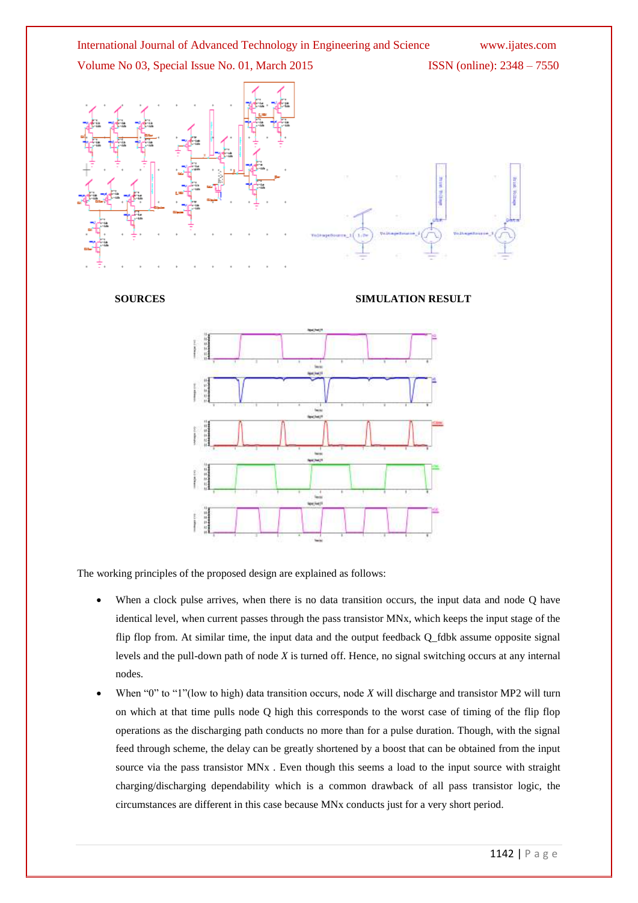**SOURCES** **SIMULATION RESULT**

The working principles of the proposed design are explained as follows:

- When a clock pulse arrives, when there is no data transition occurs, the input data and node Q have identical level, when current passes through the pass transistor MNx, which keeps the input stage of the flip flop from. At similar time, the input data and the output feedback Q_fdbk assume opposite signal levels and the pull-down path of node *X* is turned off. Hence, no signal switching occurs at any internal nodes.
- When “0” to “1”(low to high) data transition occurs, node *X* will discharge and transistor MP2 will turn on which at that time pulls node Q high this corresponds to the worst case of timing of the flip flop operations as the discharging path conducts no more than for a pulse duration. Though, with the signal feed through scheme, the delay can be greatly shortened by a boost that can be obtained from the input source via the pass transistor MNx . Even though this seems a load to the input source with straight charging/discharging dependability which is a common drawback of all pass transistor logic, the circumstances are different in this case because MNx conducts just for a very short period.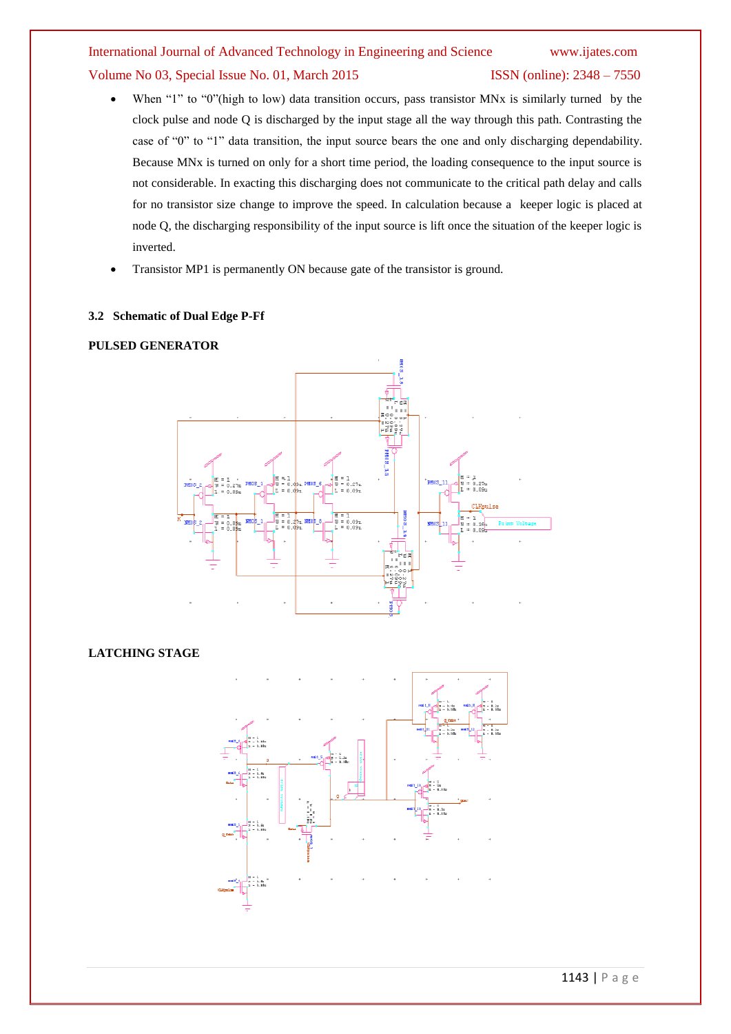- When "1" to "0"(high to low) data transition occurs, pass transistor MNx is similarly turned by the clock pulse and node Q is discharged by the input stage all the way through this path. Contrasting the case of "0" to "1" data transition, the input source bears the one and only discharging dependability. Because MNx is turned on only for a short time period, the loading consequence to the input source is not considerable. In exacting this discharging does not communicate to the critical path delay and calls for no transistor size change to improve the speed. In calculation because a keeper logic is placed at node Q, the discharging responsibility of the input source is lift once the situation of the keeper logic is inverted.
- Transistor MP1 is permanently ON because gate of the transistor is ground.

### 3.2 Schematic of Dual Edge P-Ff

**PULSED GENERATOR**

**LATCHING STAGE**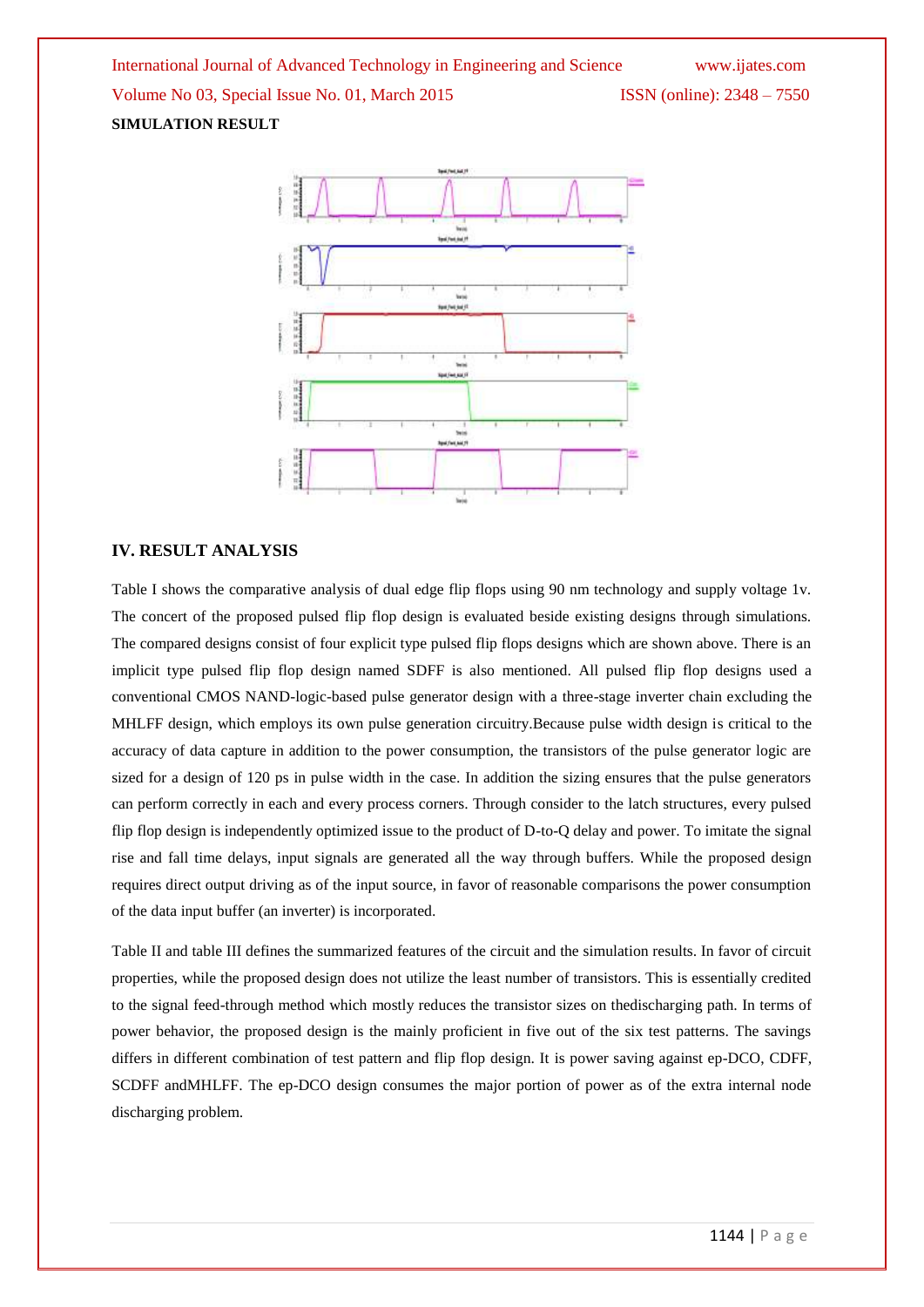**SIMULATION RESULT**

## IV. RESULT ANALYSIS

Table I shows the comparative analysis of dual edge flip flops using 90 nm technology and supply voltage 1v. The concert of the proposed pulsed flip flop design is evaluated beside existing designs through simulations. The compared designs consist of four explicit type pulsed flip flops designs which are shown above. There is an implicit type pulsed flip flop design named SDFF is also mentioned. All pulsed flip flop designs used a conventional CMOS NAND-logic-based pulse generator design with a three-stage inverter chain excluding the MHLFF design, which employs its own pulse generation circuitry.Because pulse width design is critical to the accuracy of data capture in addition to the power consumption, the transistors of the pulse generator logic are sized for a design of 120 ps in pulse width in the case. In addition the sizing ensures that the pulse generators can perform correctly in each and every process corners. Through consider to the latch structures, every pulsed flip flop design is independently optimized issue to the product of D-to-Q delay and power. To imitate the signal rise and fall time delays, input signals are generated all the way through buffers. While the proposed design requires direct output driving as of the input source, in favor of reasonable comparisons the power consumption of the data input buffer (an inverter) is incorporated.

Table II and table III defines the summarized features of the circuit and the simulation results. In favor of circuit properties, while the proposed design does not utilize the least number of transistors. This is essentially credited to the signal feed-through method which mostly reduces the transistor sizes on thedischarging path. In terms of power behavior, the proposed design is the mainly proficient in five out of the six test patterns. The savings differs in different combination of test pattern and flip flop design. It is power saving against ep-DCO, CDFF, SCDFF andMHLFF. The ep-DCO design consumes the major portion of power as of the extra internal node discharging problem.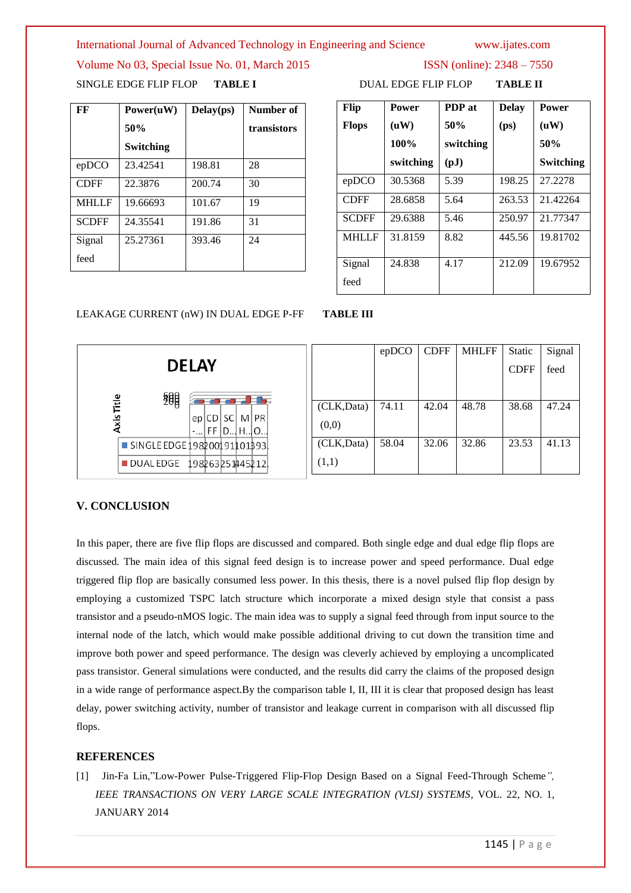SINGLE EDGE FLIP FLOP **TABLE I**

| FF | Power(uW) 50% Switching | Delay(ps) | Number of transistors |
|---|---|---|---|
| epDCO | 23.42541 | 198.81 | 28 |
| CDFF | 22.3876 | 200.74 | 30 |
| MHLLF | 19.66693 | 101.67 | 19 |
| SCDFF | 24.35541 | 191.86 | 31 |
| Signal feed | 25.27361 | 393.46 | 24 |

DUAL EDGE FLIP FLOP **TABLE II**

| Flip Flops | Power (uW) 100% switching | PDP at 50% switching (pJ) | Delay (ps) | Power (uW) 50% Switching |
|---|---|---|---|---|
| epDCO | 30.5368 | 5.39 | 198.25 | 27.2278 |
| CDFF | 28.6858 | 5.64 | 263.53 | 21.42264 |
| SCDFF | 29.6388 | 5.46 | 250.97 | 21.77347 |
| MHLLF | 31.8159 | 8.82 | 445.56 | 19.81702 |
| Signal feed | 24.838 | 4.17 | 212.09 | 19.67952 |

LEAKAGE CURRENT (nW) IN DUAL EDGE P-FF **TABLE III**

| | epDCO | CDFF | MHLFF | Static CDFF | Signal feed |
|---|---|---|---|---|---|
| (CLK,Data) (0,0) | 74.11 | 42.04 | 48.78 | 38.68 | 47.24 |
| (CLK,Data) (1,1) | 58.04 | 32.06 | 32.86 | 23.53 | 41.13 |

**DELAY**

| | ep-... | CDFF | SCD... | MH... | PRO... |
|---|---|---|---|---|---|
| SINGLE EDGE | 198 | 200 | 191 | 101 | 393 |
| DUAL EDGE | 198 | 263 | 251 | 445 | 212 |

## V. CONCLUSION

In this paper, there are five flip flops are discussed and compared. Both single edge and dual edge flip flops are discussed. The main idea of this signal feed design is to increase power and speed performance. Dual edge triggered flip flop are basically consumed less power. In this thesis, there is a novel pulsed flip flop design by employing a customized TSPC latch structure which incorporate a mixed design style that consist a pass transistor and a pseudo-nMOS logic. The main idea was to supply a signal feed through from input source to the internal node of the latch, which would make possible additional driving to cut down the transition time and improve both power and speed performance. The design was cleverly achieved by employing a uncomplicated pass transistor. General simulations were conducted, and the results did carry the claims of the proposed design in a wide range of performance aspect.By the comparison table I, II, III it is clear that proposed design has least delay, power switching activity, number of transistor and leakage current in comparison with all discussed flip flops.

## REFERENCES

[1] Jin-Fa Lin,"Low-Power Pulse-Triggered Flip-Flop Design Based on a Signal Feed-Through Scheme*", IEEE TRANSACTIONS ON VERY LARGE SCALE INTEGRATION (VLSI) SYSTEMS*, VOL. 22, NO. 1, JANUARY 2014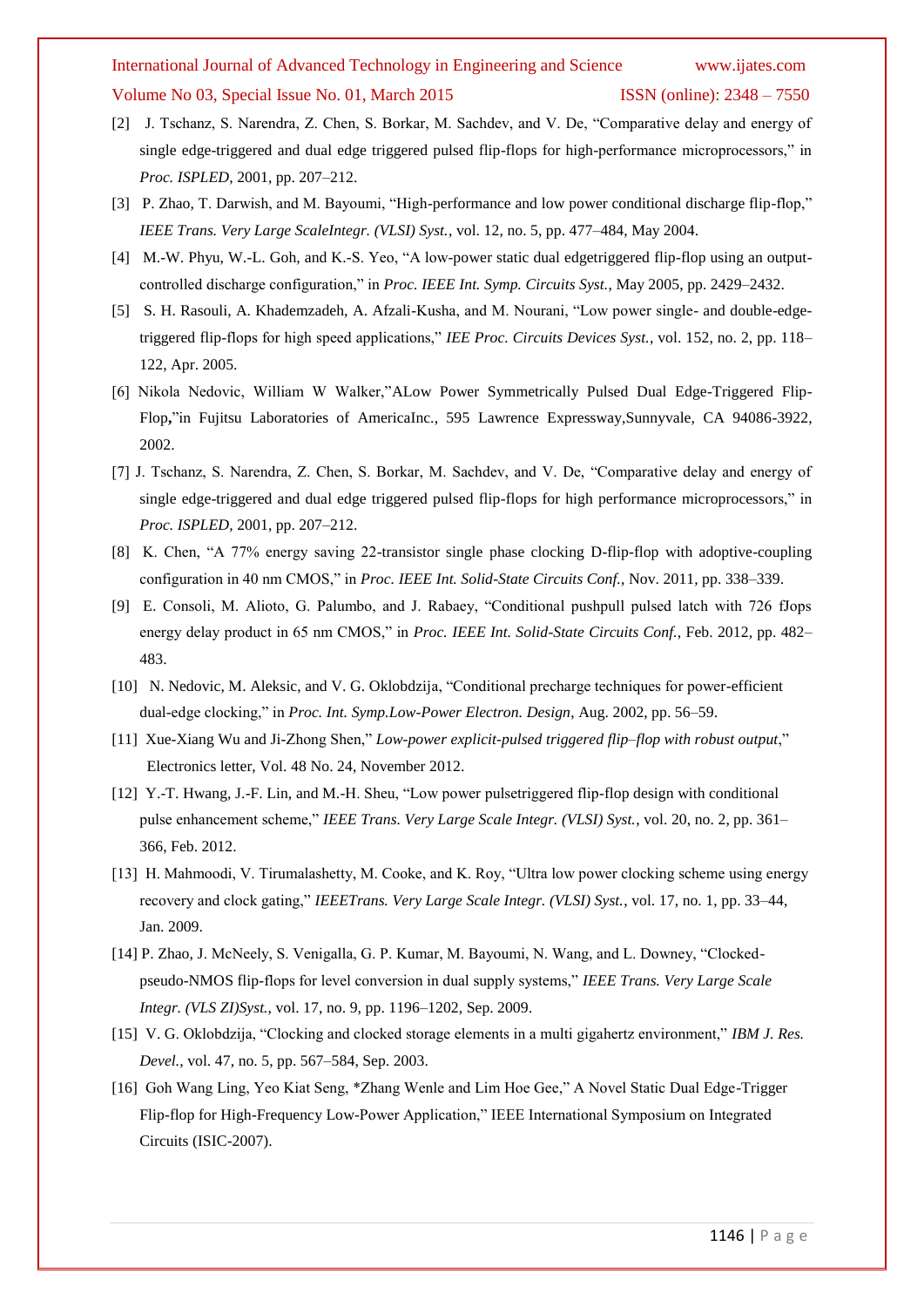[2] J. Tschanz, S. Narendra, Z. Chen, S. Borkar, M. Sachdev, and V. De, "Comparative delay and energy of single edge-triggered and dual edge triggered pulsed flip-flops for high-performance microprocessors," in *Proc. ISPLED*, 2001, pp. 207–212.

[3] P. Zhao, T. Darwish, and M. Bayoumi, "High-performance and low power conditional discharge flip-flop," *IEEE Trans. Very Large ScaleIntegr. (VLSI) Syst.*, vol. 12, no. 5, pp. 477–484, May 2004.

[4] M.-W. Phyu, W.-L. Goh, and K.-S. Yeo, "A low-power static dual edgetriggered flip-flop using an output-controlled discharge configuration," in *Proc. IEEE Int. Symp. Circuits Syst.*, May 2005, pp. 2429–2432.

[5] S. H. Rasouli, A. Khademzadeh, A. Afzali-Kusha, and M. Nourani, "Low power single- and double-edge-triggered flip-flops for high speed applications," *IEE Proc. Circuits Devices Syst.*, vol. 152, no. 2, pp. 118–122, Apr. 2005.

[6] Nikola Nedovic, William W Walker,"ALow Power Symmetrically Pulsed Dual Edge-Triggered Flip-Flop**,**"in Fujitsu Laboratories of AmericaInc., 595 Lawrence Expressway,Sunnyvale, CA 94086-3922, 2002.

[7] J. Tschanz, S. Narendra, Z. Chen, S. Borkar, M. Sachdev, and V. De, "Comparative delay and energy of single edge-triggered and dual edge triggered pulsed flip-flops for high performance microprocessors," in *Proc. ISPLED*, 2001, pp. 207–212.

[8] K. Chen, "A 77% energy saving 22-transistor single phase clocking D-flip-flop with adoptive-coupling configuration in 40 nm CMOS," in *Proc. IEEE Int. Solid-State Circuits Conf.*, Nov. 2011, pp. 338–339.

[9] E. Consoli, M. Alioto, G. Palumbo, and J. Rabaey, "Conditional pushpull pulsed latch with 726 fJops energy delay product in 65 nm CMOS," in *Proc. IEEE Int. Solid-State Circuits Conf.*, Feb. 2012, pp. 482–483.

[10] N. Nedovic, M. Aleksic, and V. G. Oklobdzija, "Conditional precharge techniques for power-efficient dual-edge clocking," in *Proc. Int. Symp.Low-Power Electron. Design*, Aug. 2002, pp. 56–59.

[11] Xue-Xiang Wu and Ji-Zhong Shen," *Low-power explicit-pulsed triggered flip–flop with robust output*," Electronics letter, Vol. 48 No. 24, November 2012.

[12] Y.-T. Hwang, J.-F. Lin, and M.-H. Sheu, "Low power pulsetriggered flip-flop design with conditional pulse enhancement scheme," *IEEE Trans. Very Large Scale Integr. (VLSI) Syst.*, vol. 20, no. 2, pp. 361–366, Feb. 2012.

[13] H. Mahmoodi, V. Tirumalashetty, M. Cooke, and K. Roy, "Ultra low power clocking scheme using energy recovery and clock gating," *IEEETrans. Very Large Scale Integr. (VLSI) Syst.*, vol. 17, no. 1, pp. 33–44, Jan. 2009.

[14] P. Zhao, J. McNeely, S. Venigalla, G. P. Kumar, M. Bayoumi, N. Wang, and L. Downey, "Clocked-pseudo-NMOS flip-flops for level conversion in dual supply systems," *IEEE Trans. Very Large Scale Integr. (VLS ZI)Syst.*, vol. 17, no. 9, pp. 1196–1202, Sep. 2009.

[15] V. G. Oklobdzija, "Clocking and clocked storage elements in a multi gigahertz environment," *IBM J. Res. Devel.*, vol. 47, no. 5, pp. 567–584, Sep. 2003.

[16] Goh Wang Ling, Yeo Kiat Seng, *Zhang Wenle and Lim Hoe Gee," A Novel Static Dual Edge-Trigger Flip-flop for High-Frequency Low-Power Application," IEEE International Symposium on Integrated Circuits (ISIC-2007).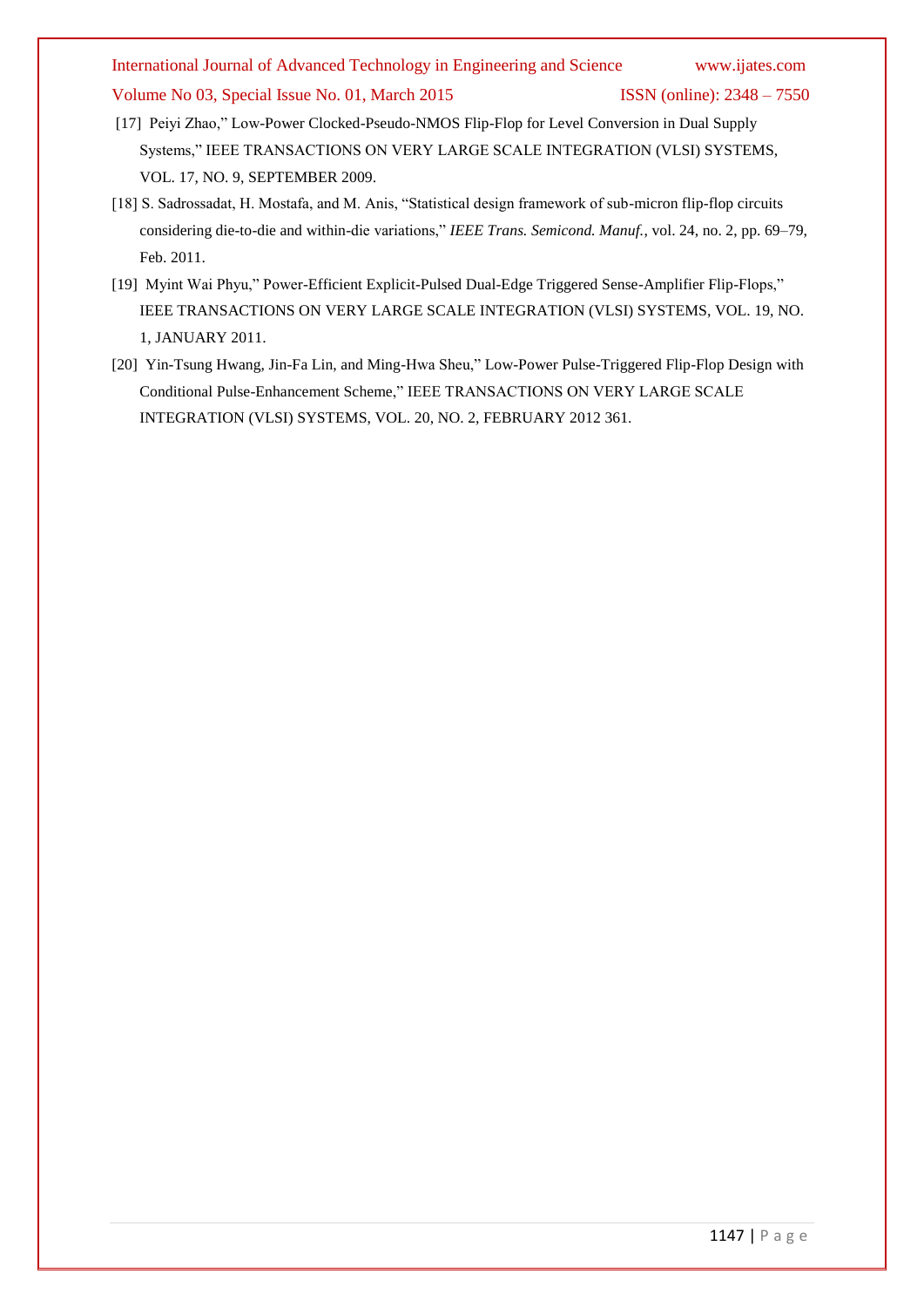[17] Peiyi Zhao," Low-Power Clocked-Pseudo-NMOS Flip-Flop for Level Conversion in Dual Supply Systems," IEEE TRANSACTIONS ON VERY LARGE SCALE INTEGRATION (VLSI) SYSTEMS, VOL. 17, NO. 9, SEPTEMBER 2009.

[18] S. Sadrossadat, H. Mostafa, and M. Anis, "Statistical design framework of sub-micron flip-flop circuits considering die-to-die and within-die variations," *IEEE Trans. Semicond. Manuf.*, vol. 24, no. 2, pp. 69–79, Feb. 2011.

[19] Myint Wai Phyu," Power-Efficient Explicit-Pulsed Dual-Edge Triggered Sense-Amplifier Flip-Flops," IEEE TRANSACTIONS ON VERY LARGE SCALE INTEGRATION (VLSI) SYSTEMS, VOL. 19, NO. 1, JANUARY 2011.

[20] Yin-Tsung Hwang, Jin-Fa Lin, and Ming-Hwa Sheu," Low-Power Pulse-Triggered Flip-Flop Design with Conditional Pulse-Enhancement Scheme," IEEE TRANSACTIONS ON VERY LARGE SCALE INTEGRATION (VLSI) SYSTEMS, VOL. 20, NO. 2, FEBRUARY 2012 361.